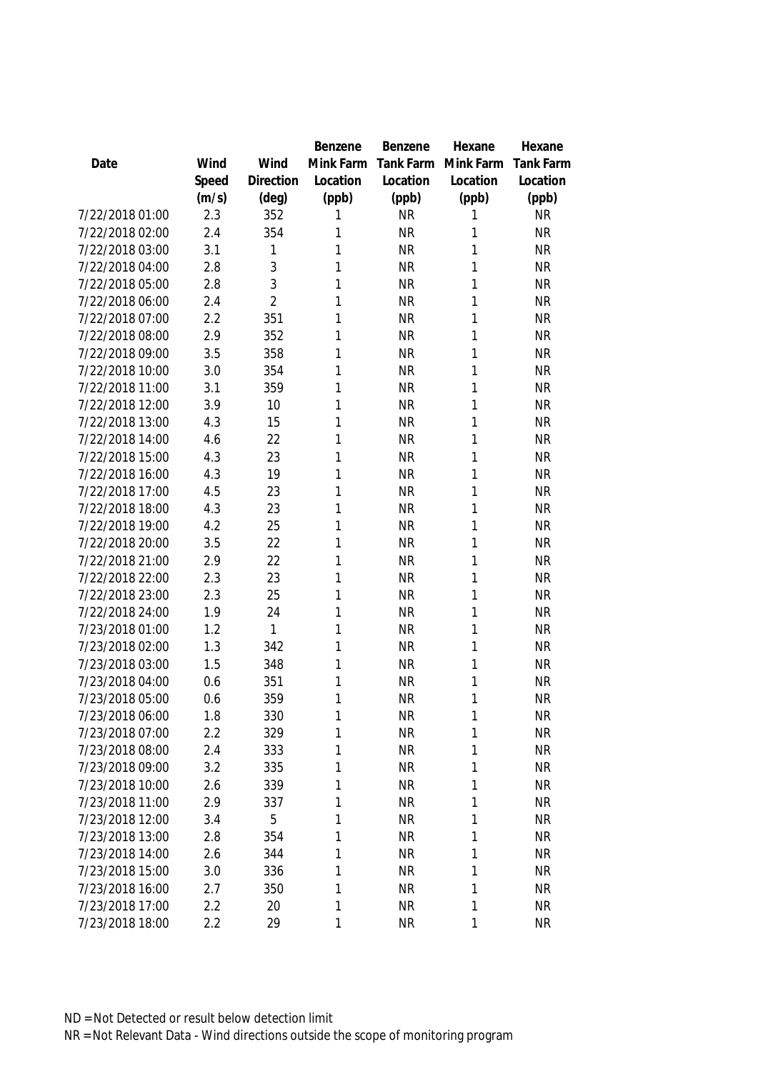| Date | Wind Speed (m/s) | Wind Direction (deg) | Benzene Mink Farm Location (ppb) | Benzene Tank Farm Location (ppb) | Hexane Mink Farm Location (ppb) | Hexane Tank Farm Location (ppb) |
|---|---|---|---|---|---|---|
| 7/22/2018 01:00 | 2.3 | 352 | 1 | NR | 1 | NR |
| 7/22/2018 02:00 | 2.4 | 354 | 1 | NR | 1 | NR |
| 7/22/2018 03:00 | 3.1 | 1 | 1 | NR | 1 | NR |
| 7/22/2018 04:00 | 2.8 | 3 | 1 | NR | 1 | NR |
| 7/22/2018 05:00 | 2.8 | 3 | 1 | NR | 1 | NR |
| 7/22/2018 06:00 | 2.4 | 2 | 1 | NR | 1 | NR |
| 7/22/2018 07:00 | 2.2 | 351 | 1 | NR | 1 | NR |
| 7/22/2018 08:00 | 2.9 | 352 | 1 | NR | 1 | NR |
| 7/22/2018 09:00 | 3.5 | 358 | 1 | NR | 1 | NR |
| 7/22/2018 10:00 | 3.0 | 354 | 1 | NR | 1 | NR |
| 7/22/2018 11:00 | 3.1 | 359 | 1 | NR | 1 | NR |
| 7/22/2018 12:00 | 3.9 | 10 | 1 | NR | 1 | NR |
| 7/22/2018 13:00 | 4.3 | 15 | 1 | NR | 1 | NR |
| 7/22/2018 14:00 | 4.6 | 22 | 1 | NR | 1 | NR |
| 7/22/2018 15:00 | 4.3 | 23 | 1 | NR | 1 | NR |
| 7/22/2018 16:00 | 4.3 | 19 | 1 | NR | 1 | NR |
| 7/22/2018 17:00 | 4.5 | 23 | 1 | NR | 1 | NR |
| 7/22/2018 18:00 | 4.3 | 23 | 1 | NR | 1 | NR |
| 7/22/2018 19:00 | 4.2 | 25 | 1 | NR | 1 | NR |
| 7/22/2018 20:00 | 3.5 | 22 | 1 | NR | 1 | NR |
| 7/22/2018 21:00 | 2.9 | 22 | 1 | NR | 1 | NR |
| 7/22/2018 22:00 | 2.3 | 23 | 1 | NR | 1 | NR |
| 7/22/2018 23:00 | 2.3 | 25 | 1 | NR | 1 | NR |
| 7/22/2018 24:00 | 1.9 | 24 | 1 | NR | 1 | NR |
| 7/23/2018 01:00 | 1.2 | 1 | 1 | NR | 1 | NR |
| 7/23/2018 02:00 | 1.3 | 342 | 1 | NR | 1 | NR |
| 7/23/2018 03:00 | 1.5 | 348 | 1 | NR | 1 | NR |
| 7/23/2018 04:00 | 0.6 | 351 | 1 | NR | 1 | NR |
| 7/23/2018 05:00 | 0.6 | 359 | 1 | NR | 1 | NR |
| 7/23/2018 06:00 | 1.8 | 330 | 1 | NR | 1 | NR |
| 7/23/2018 07:00 | 2.2 | 329 | 1 | NR | 1 | NR |
| 7/23/2018 08:00 | 2.4 | 333 | 1 | NR | 1 | NR |
| 7/23/2018 09:00 | 3.2 | 335 | 1 | NR | 1 | NR |
| 7/23/2018 10:00 | 2.6 | 339 | 1 | NR | 1 | NR |
| 7/23/2018 11:00 | 2.9 | 337 | 1 | NR | 1 | NR |
| 7/23/2018 12:00 | 3.4 | 5 | 1 | NR | 1 | NR |
| 7/23/2018 13:00 | 2.8 | 354 | 1 | NR | 1 | NR |
| 7/23/2018 14:00 | 2.6 | 344 | 1 | NR | 1 | NR |
| 7/23/2018 15:00 | 3.0 | 336 | 1 | NR | 1 | NR |
| 7/23/2018 16:00 | 2.7 | 350 | 1 | NR | 1 | NR |
| 7/23/2018 17:00 | 2.2 | 20 | 1 | NR | 1 | NR |
| 7/23/2018 18:00 | 2.2 | 29 | 1 | NR | 1 | NR |

ND = Not Detected or result below detection limit

NR = Not Relevant Data - Wind directions outside the scope of monitoring program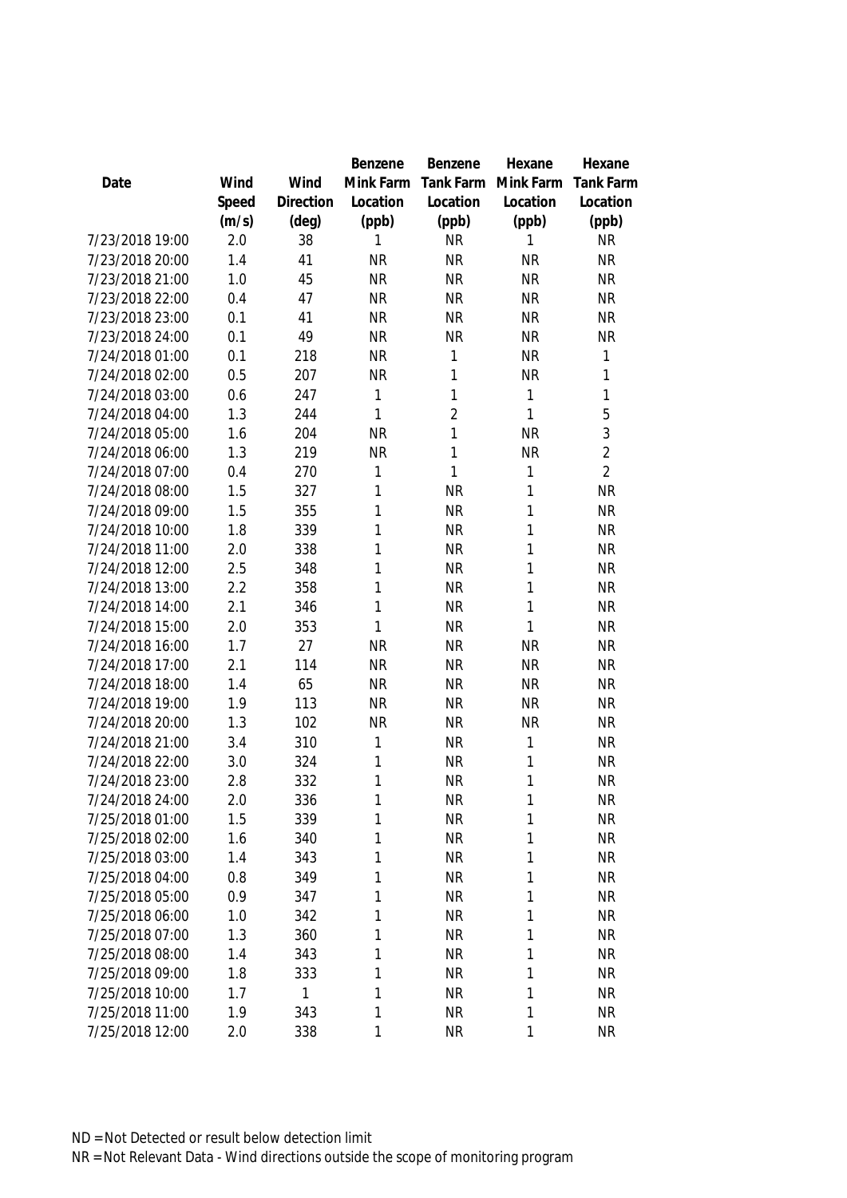| Date | Wind Speed (m/s) | Wind Direction (deg) | Benzene Mink Farm Location (ppb) | Benzene Tank Farm Location (ppb) | Hexane Mink Farm Location (ppb) | Hexane Tank Farm Location (ppb) |
|---|---|---|---|---|---|---|
| 7/23/2018 19:00 | 2.0 | 38 | 1 | NR | 1 | NR |
| 7/23/2018 20:00 | 1.4 | 41 | NR | NR | NR | NR |
| 7/23/2018 21:00 | 1.0 | 45 | NR | NR | NR | NR |
| 7/23/2018 22:00 | 0.4 | 47 | NR | NR | NR | NR |
| 7/23/2018 23:00 | 0.1 | 41 | NR | NR | NR | NR |
| 7/23/2018 24:00 | 0.1 | 49 | NR | NR | NR | NR |
| 7/24/2018 01:00 | 0.1 | 218 | NR | 1 | NR | 1 |
| 7/24/2018 02:00 | 0.5 | 207 | NR | 1 | NR | 1 |
| 7/24/2018 03:00 | 0.6 | 247 | 1 | 1 | 1 | 1 |
| 7/24/2018 04:00 | 1.3 | 244 | 1 | 2 | 1 | 5 |
| 7/24/2018 05:00 | 1.6 | 204 | NR | 1 | NR | 3 |
| 7/24/2018 06:00 | 1.3 | 219 | NR | 1 | NR | 2 |
| 7/24/2018 07:00 | 0.4 | 270 | 1 | 1 | 1 | 2 |
| 7/24/2018 08:00 | 1.5 | 327 | 1 | NR | 1 | NR |
| 7/24/2018 09:00 | 1.5 | 355 | 1 | NR | 1 | NR |
| 7/24/2018 10:00 | 1.8 | 339 | 1 | NR | 1 | NR |
| 7/24/2018 11:00 | 2.0 | 338 | 1 | NR | 1 | NR |
| 7/24/2018 12:00 | 2.5 | 348 | 1 | NR | 1 | NR |
| 7/24/2018 13:00 | 2.2 | 358 | 1 | NR | 1 | NR |
| 7/24/2018 14:00 | 2.1 | 346 | 1 | NR | 1 | NR |
| 7/24/2018 15:00 | 2.0 | 353 | 1 | NR | 1 | NR |
| 7/24/2018 16:00 | 1.7 | 27 | NR | NR | NR | NR |
| 7/24/2018 17:00 | 2.1 | 114 | NR | NR | NR | NR |
| 7/24/2018 18:00 | 1.4 | 65 | NR | NR | NR | NR |
| 7/24/2018 19:00 | 1.9 | 113 | NR | NR | NR | NR |
| 7/24/2018 20:00 | 1.3 | 102 | NR | NR | NR | NR |
| 7/24/2018 21:00 | 3.4 | 310 | 1 | NR | 1 | NR |
| 7/24/2018 22:00 | 3.0 | 324 | 1 | NR | 1 | NR |
| 7/24/2018 23:00 | 2.8 | 332 | 1 | NR | 1 | NR |
| 7/24/2018 24:00 | 2.0 | 336 | 1 | NR | 1 | NR |
| 7/25/2018 01:00 | 1.5 | 339 | 1 | NR | 1 | NR |
| 7/25/2018 02:00 | 1.6 | 340 | 1 | NR | 1 | NR |
| 7/25/2018 03:00 | 1.4 | 343 | 1 | NR | 1 | NR |
| 7/25/2018 04:00 | 0.8 | 349 | 1 | NR | 1 | NR |
| 7/25/2018 05:00 | 0.9 | 347 | 1 | NR | 1 | NR |
| 7/25/2018 06:00 | 1.0 | 342 | 1 | NR | 1 | NR |
| 7/25/2018 07:00 | 1.3 | 360 | 1 | NR | 1 | NR |
| 7/25/2018 08:00 | 1.4 | 343 | 1 | NR | 1 | NR |
| 7/25/2018 09:00 | 1.8 | 333 | 1 | NR | 1 | NR |
| 7/25/2018 10:00 | 1.7 | 1 | 1 | NR | 1 | NR |
| 7/25/2018 11:00 | 1.9 | 343 | 1 | NR | 1 | NR |
| 7/25/2018 12:00 | 2.0 | 338 | 1 | NR | 1 | NR |

ND = Not Detected or result below detection limit

NR = Not Relevant Data - Wind directions outside the scope of monitoring program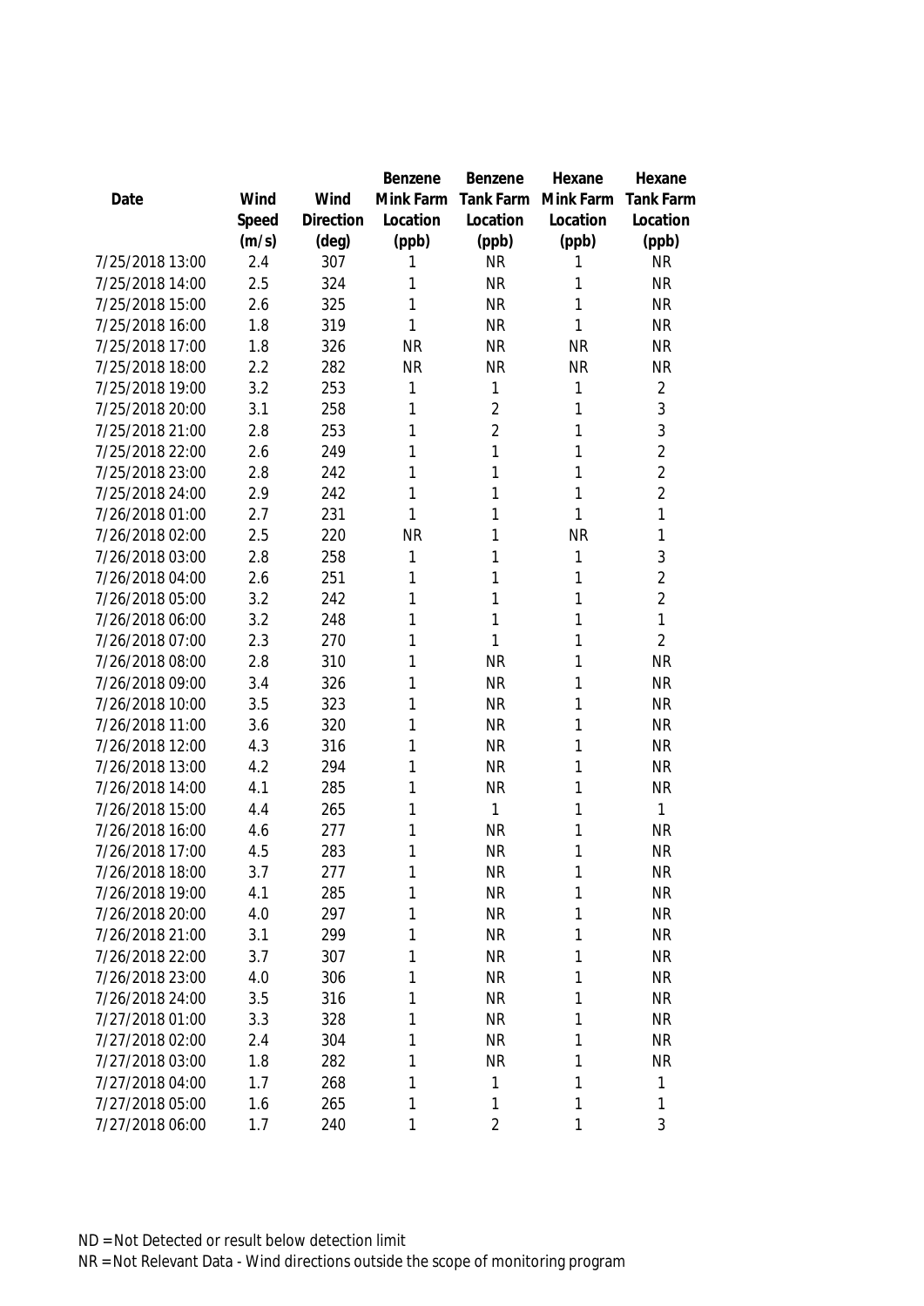| Date | Wind Speed (m/s) | Wind Direction (deg) | Benzene Mink Farm Location (ppb) | Benzene Tank Farm Location (ppb) | Hexane Mink Farm Location (ppb) | Hexane Tank Farm Location (ppb) |
|---|---|---|---|---|---|---|
| 7/25/2018 13:00 | 2.4 | 307 | 1 | NR | 1 | NR |
| 7/25/2018 14:00 | 2.5 | 324 | 1 | NR | 1 | NR |
| 7/25/2018 15:00 | 2.6 | 325 | 1 | NR | 1 | NR |
| 7/25/2018 16:00 | 1.8 | 319 | 1 | NR | 1 | NR |
| 7/25/2018 17:00 | 1.8 | 326 | NR | NR | NR | NR |
| 7/25/2018 18:00 | 2.2 | 282 | NR | NR | NR | NR |
| 7/25/2018 19:00 | 3.2 | 253 | 1 | 1 | 1 | 2 |
| 7/25/2018 20:00 | 3.1 | 258 | 1 | 2 | 1 | 3 |
| 7/25/2018 21:00 | 2.8 | 253 | 1 | 2 | 1 | 3 |
| 7/25/2018 22:00 | 2.6 | 249 | 1 | 1 | 1 | 2 |
| 7/25/2018 23:00 | 2.8 | 242 | 1 | 1 | 1 | 2 |
| 7/25/2018 24:00 | 2.9 | 242 | 1 | 1 | 1 | 2 |
| 7/26/2018 01:00 | 2.7 | 231 | 1 | 1 | 1 | 1 |
| 7/26/2018 02:00 | 2.5 | 220 | NR | 1 | NR | 1 |
| 7/26/2018 03:00 | 2.8 | 258 | 1 | 1 | 1 | 3 |
| 7/26/2018 04:00 | 2.6 | 251 | 1 | 1 | 1 | 2 |
| 7/26/2018 05:00 | 3.2 | 242 | 1 | 1 | 1 | 2 |
| 7/26/2018 06:00 | 3.2 | 248 | 1 | 1 | 1 | 1 |
| 7/26/2018 07:00 | 2.3 | 270 | 1 | 1 | 1 | 2 |
| 7/26/2018 08:00 | 2.8 | 310 | 1 | NR | 1 | NR |
| 7/26/2018 09:00 | 3.4 | 326 | 1 | NR | 1 | NR |
| 7/26/2018 10:00 | 3.5 | 323 | 1 | NR | 1 | NR |
| 7/26/2018 11:00 | 3.6 | 320 | 1 | NR | 1 | NR |
| 7/26/2018 12:00 | 4.3 | 316 | 1 | NR | 1 | NR |
| 7/26/2018 13:00 | 4.2 | 294 | 1 | NR | 1 | NR |
| 7/26/2018 14:00 | 4.1 | 285 | 1 | NR | 1 | NR |
| 7/26/2018 15:00 | 4.4 | 265 | 1 | 1 | 1 | 1 |
| 7/26/2018 16:00 | 4.6 | 277 | 1 | NR | 1 | NR |
| 7/26/2018 17:00 | 4.5 | 283 | 1 | NR | 1 | NR |
| 7/26/2018 18:00 | 3.7 | 277 | 1 | NR | 1 | NR |
| 7/26/2018 19:00 | 4.1 | 285 | 1 | NR | 1 | NR |
| 7/26/2018 20:00 | 4.0 | 297 | 1 | NR | 1 | NR |
| 7/26/2018 21:00 | 3.1 | 299 | 1 | NR | 1 | NR |
| 7/26/2018 22:00 | 3.7 | 307 | 1 | NR | 1 | NR |
| 7/26/2018 23:00 | 4.0 | 306 | 1 | NR | 1 | NR |
| 7/26/2018 24:00 | 3.5 | 316 | 1 | NR | 1 | NR |
| 7/27/2018 01:00 | 3.3 | 328 | 1 | NR | 1 | NR |
| 7/27/2018 02:00 | 2.4 | 304 | 1 | NR | 1 | NR |
| 7/27/2018 03:00 | 1.8 | 282 | 1 | NR | 1 | NR |
| 7/27/2018 04:00 | 1.7 | 268 | 1 | 1 | 1 | 1 |
| 7/27/2018 05:00 | 1.6 | 265 | 1 | 1 | 1 | 1 |
| 7/27/2018 06:00 | 1.7 | 240 | 1 | 2 | 1 | 3 |

ND = Not Detected or result below detection limit

NR = Not Relevant Data - Wind directions outside the scope of monitoring program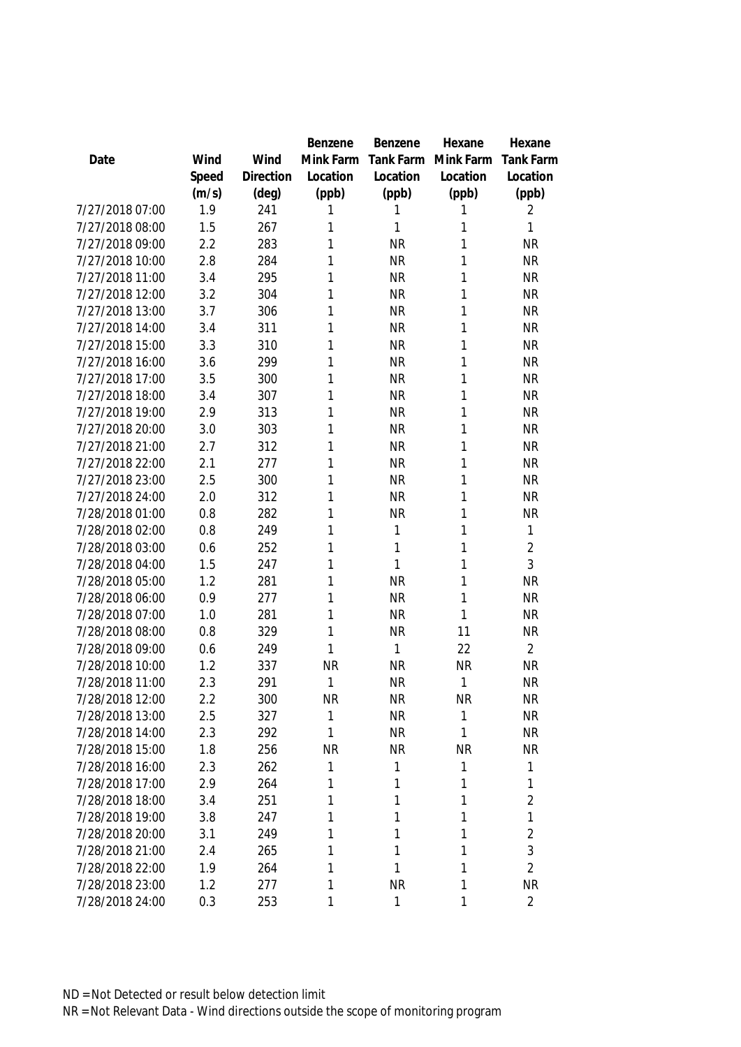| Date | Wind Speed (m/s) | Wind Direction (deg) | Benzene Mink Farm Location (ppb) | Benzene Tank Farm Location (ppb) | Hexane Mink Farm Location (ppb) | Hexane Tank Farm Location (ppb) |
|---|---|---|---|---|---|---|
| 7/27/2018 07:00 | 1.9 | 241 | 1 | 1 | 1 | 2 |
| 7/27/2018 08:00 | 1.5 | 267 | 1 | 1 | 1 | 1 |
| 7/27/2018 09:00 | 2.2 | 283 | 1 | NR | 1 | NR |
| 7/27/2018 10:00 | 2.8 | 284 | 1 | NR | 1 | NR |
| 7/27/2018 11:00 | 3.4 | 295 | 1 | NR | 1 | NR |
| 7/27/2018 12:00 | 3.2 | 304 | 1 | NR | 1 | NR |
| 7/27/2018 13:00 | 3.7 | 306 | 1 | NR | 1 | NR |
| 7/27/2018 14:00 | 3.4 | 311 | 1 | NR | 1 | NR |
| 7/27/2018 15:00 | 3.3 | 310 | 1 | NR | 1 | NR |
| 7/27/2018 16:00 | 3.6 | 299 | 1 | NR | 1 | NR |
| 7/27/2018 17:00 | 3.5 | 300 | 1 | NR | 1 | NR |
| 7/27/2018 18:00 | 3.4 | 307 | 1 | NR | 1 | NR |
| 7/27/2018 19:00 | 2.9 | 313 | 1 | NR | 1 | NR |
| 7/27/2018 20:00 | 3.0 | 303 | 1 | NR | 1 | NR |
| 7/27/2018 21:00 | 2.7 | 312 | 1 | NR | 1 | NR |
| 7/27/2018 22:00 | 2.1 | 277 | 1 | NR | 1 | NR |
| 7/27/2018 23:00 | 2.5 | 300 | 1 | NR | 1 | NR |
| 7/27/2018 24:00 | 2.0 | 312 | 1 | NR | 1 | NR |
| 7/28/2018 01:00 | 0.8 | 282 | 1 | NR | 1 | NR |
| 7/28/2018 02:00 | 0.8 | 249 | 1 | 1 | 1 | 1 |
| 7/28/2018 03:00 | 0.6 | 252 | 1 | 1 | 1 | 2 |
| 7/28/2018 04:00 | 1.5 | 247 | 1 | 1 | 1 | 3 |
| 7/28/2018 05:00 | 1.2 | 281 | 1 | NR | 1 | NR |
| 7/28/2018 06:00 | 0.9 | 277 | 1 | NR | 1 | NR |
| 7/28/2018 07:00 | 1.0 | 281 | 1 | NR | 1 | NR |
| 7/28/2018 08:00 | 0.8 | 329 | 1 | NR | 11 | NR |
| 7/28/2018 09:00 | 0.6 | 249 | 1 | 1 | 22 | 2 |
| 7/28/2018 10:00 | 1.2 | 337 | NR | NR | NR | NR |
| 7/28/2018 11:00 | 2.3 | 291 | 1 | NR | 1 | NR |
| 7/28/2018 12:00 | 2.2 | 300 | NR | NR | NR | NR |
| 7/28/2018 13:00 | 2.5 | 327 | 1 | NR | 1 | NR |
| 7/28/2018 14:00 | 2.3 | 292 | 1 | NR | 1 | NR |
| 7/28/2018 15:00 | 1.8 | 256 | NR | NR | NR | NR |
| 7/28/2018 16:00 | 2.3 | 262 | 1 | 1 | 1 | 1 |
| 7/28/2018 17:00 | 2.9 | 264 | 1 | 1 | 1 | 1 |
| 7/28/2018 18:00 | 3.4 | 251 | 1 | 1 | 1 | 2 |
| 7/28/2018 19:00 | 3.8 | 247 | 1 | 1 | 1 | 1 |
| 7/28/2018 20:00 | 3.1 | 249 | 1 | 1 | 1 | 2 |
| 7/28/2018 21:00 | 2.4 | 265 | 1 | 1 | 1 | 3 |
| 7/28/2018 22:00 | 1.9 | 264 | 1 | 1 | 1 | 2 |
| 7/28/2018 23:00 | 1.2 | 277 | 1 | NR | 1 | NR |
| 7/28/2018 24:00 | 0.3 | 253 | 1 | 1 | 1 | 2 |

ND = Not Detected or result below detection limit

NR = Not Relevant Data - Wind directions outside the scope of monitoring program